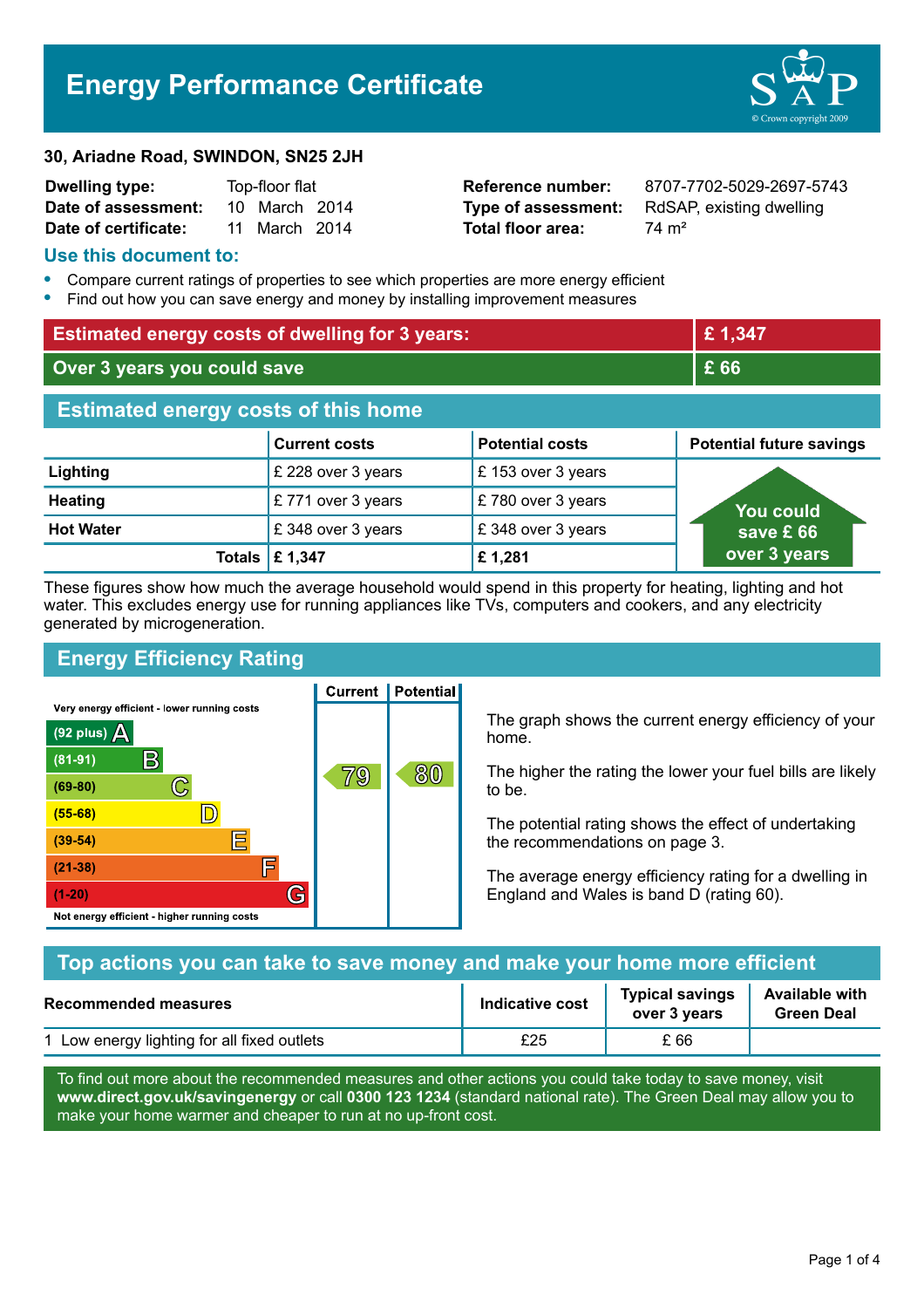# Energy Performance Certificate

**30, Ariadne Road, SWINDON, SN25 2JH**

| | | | |
|---|---|---|---|
| **Dwelling type:** | Top-floor flat | **Reference number:** | 8707-7702-5029-2697-5743 |
| **Date of assessment:** | 10 March 2014 | **Type of assessment:** | RdSAP, existing dwelling |
| **Date of certificate:** | 11 March 2014 | **Total floor area:** | 74 m² |

## Use this document to:

- Compare current ratings of properties to see which properties are more energy efficient
- Find out how you can save energy and money by installing improvement measures

| | |
|---|---|
| **Estimated energy costs of dwelling for 3 years:** | **£ 1,347** |
| **Over 3 years you could save** | **£ 66** |

## Estimated energy costs of this home

| | Current costs | Potential costs | Potential future savings |
|---|---|---|---|
| **Lighting** | £ 228 over 3 years | £ 153 over 3 years | You could save £ 66 over 3 years |
| **Heating** | £ 771 over 3 years | £ 780 over 3 years | |
| **Hot Water** | £ 348 over 3 years | £ 348 over 3 years | |
| **Totals** | **£ 1,347** | **£ 1,281** | |

These figures show how much the average household would spend in this property for heating, lighting and hot water. This excludes energy use for running appliances like TVs, computers and cookers, and any electricity generated by microgeneration.

## Energy Efficiency Rating

Very energy efficient - lower running costs

(92 plus) A
(81-91) B
(69-80) C
(55-68) D
(39-54) E
(21-38) F
(1-20) G

Not energy efficient - higher running costs

Current: 79
Potential: 80

The graph shows the current energy efficiency of your home.

The higher the rating the lower your fuel bills are likely to be.

The potential rating shows the effect of undertaking the recommendations on page 3.

The average energy efficiency rating for a dwelling in England and Wales is band D (rating 60).

## Top actions you can take to save money and make your home more efficient

| Recommended measures | Indicative cost | Typical savings over 3 years | Available with Green Deal |
|---|---|---|---|
| 1 Low energy lighting for all fixed outlets | £25 | £ 66 | |

To find out more about the recommended measures and other actions you could take today to save money, visit **www.direct.gov.uk/savingenergy** or call **0300 123 1234** (standard national rate). The Green Deal may allow you to make your home warmer and cheaper to run at no up-front cost.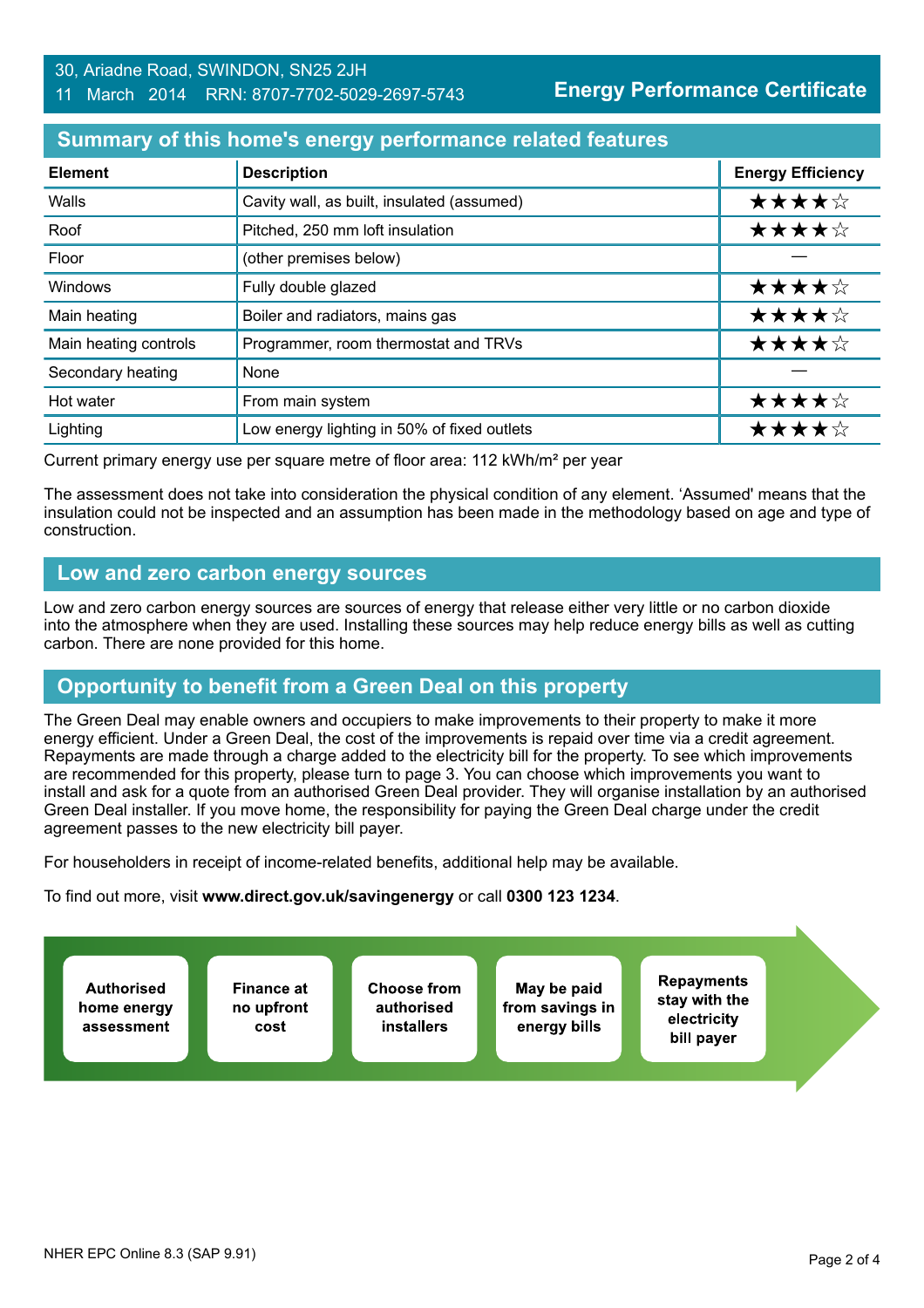30, Ariadne Road, SWINDON, SN25 2JH
11 March 2014 RRN: 8707-7702-5029-2697-5743

**Energy Performance Certificate**

## Summary of this home's energy performance related features

| Element | Description | Energy Efficiency |
|---|---|---|
| Walls | Cavity wall, as built, insulated (assumed) | ★★★★☆ |
| Roof | Pitched, 250 mm loft insulation | ★★★★☆ |
| Floor | (other premises below) | — |
| Windows | Fully double glazed | ★★★★☆ |
| Main heating | Boiler and radiators, mains gas | ★★★★☆ |
| Main heating controls | Programmer, room thermostat and TRVs | ★★★★☆ |
| Secondary heating | None | — |
| Hot water | From main system | ★★★★☆ |
| Lighting | Low energy lighting in 50% of fixed outlets | ★★★★☆ |

Current primary energy use per square metre of floor area: 112 kWh/m² per year

The assessment does not take into consideration the physical condition of any element. 'Assumed' means that the insulation could not be inspected and an assumption has been made in the methodology based on age and type of construction.

## Low and zero carbon energy sources

Low and zero carbon energy sources are sources of energy that release either very little or no carbon dioxide into the atmosphere when they are used. Installing these sources may help reduce energy bills as well as cutting carbon. There are none provided for this home.

## Opportunity to benefit from a Green Deal on this property

The Green Deal may enable owners and occupiers to make improvements to their property to make it more energy efficient. Under a Green Deal, the cost of the improvements is repaid over time via a credit agreement. Repayments are made through a charge added to the electricity bill for the property. To see which improvements are recommended for this property, please turn to page 3. You can choose which improvements you want to install and ask for a quote from an authorised Green Deal provider. They will organise installation by an authorised Green Deal installer. If you move home, the responsibility for paying the Green Deal charge under the credit agreement passes to the new electricity bill payer.

For householders in receipt of income-related benefits, additional help may be available.

To find out more, visit **www.direct.gov.uk/savingenergy** or call **0300 123 1234**.

**Authorised home energy assessment**

**Finance at no upfront cost**

**Choose from authorised installers**

**May be paid from savings in energy bills**

**Repayments stay with the electricity bill payer**

NHER EPC Online 8.3 (SAP 9.91)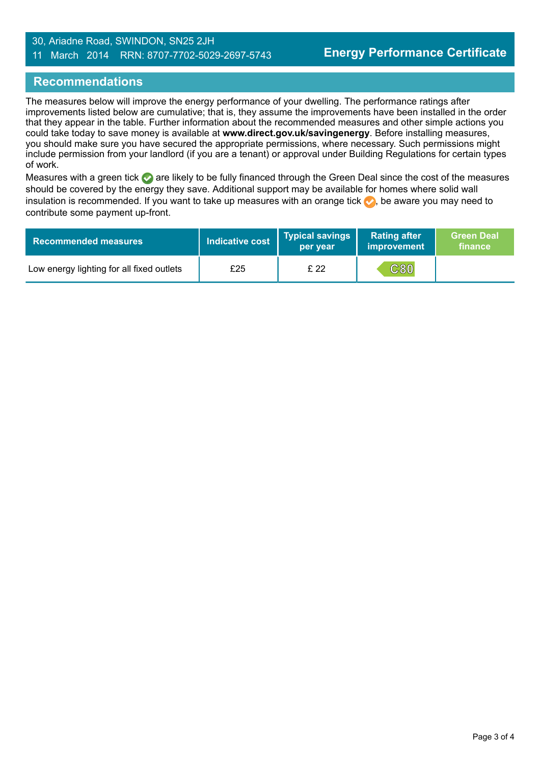30, Ariadne Road, SWINDON, SN25 2JH
11 March 2014 RRN: 8707-7702-5029-2697-5743

**Energy Performance Certificate**

## Recommendations

The measures below will improve the energy performance of your dwelling. The performance ratings after improvements listed below are cumulative; that is, they assume the improvements have been installed in the order that they appear in the table. Further information about the recommended measures and other simple actions you could take today to save money is available at **www.direct.gov.uk/savingenergy**. Before installing measures, you should make sure you have secured the appropriate permissions, where necessary. Such permissions might include permission from your landlord (if you are a tenant) or approval under Building Regulations for certain types of work.

Measures with a green tick are likely to be fully financed through the Green Deal since the cost of the measures should be covered by the energy they save. Additional support may be available for homes where solid wall insulation is recommended. If you want to take up measures with an orange tick, be aware you may need to contribute some payment up-front.

| Recommended measures | Indicative cost | Typical savings per year | Rating after improvement | Green Deal finance |
|---|---|---|---|---|
| Low energy lighting for all fixed outlets | £25 | £ 22 | C80 | |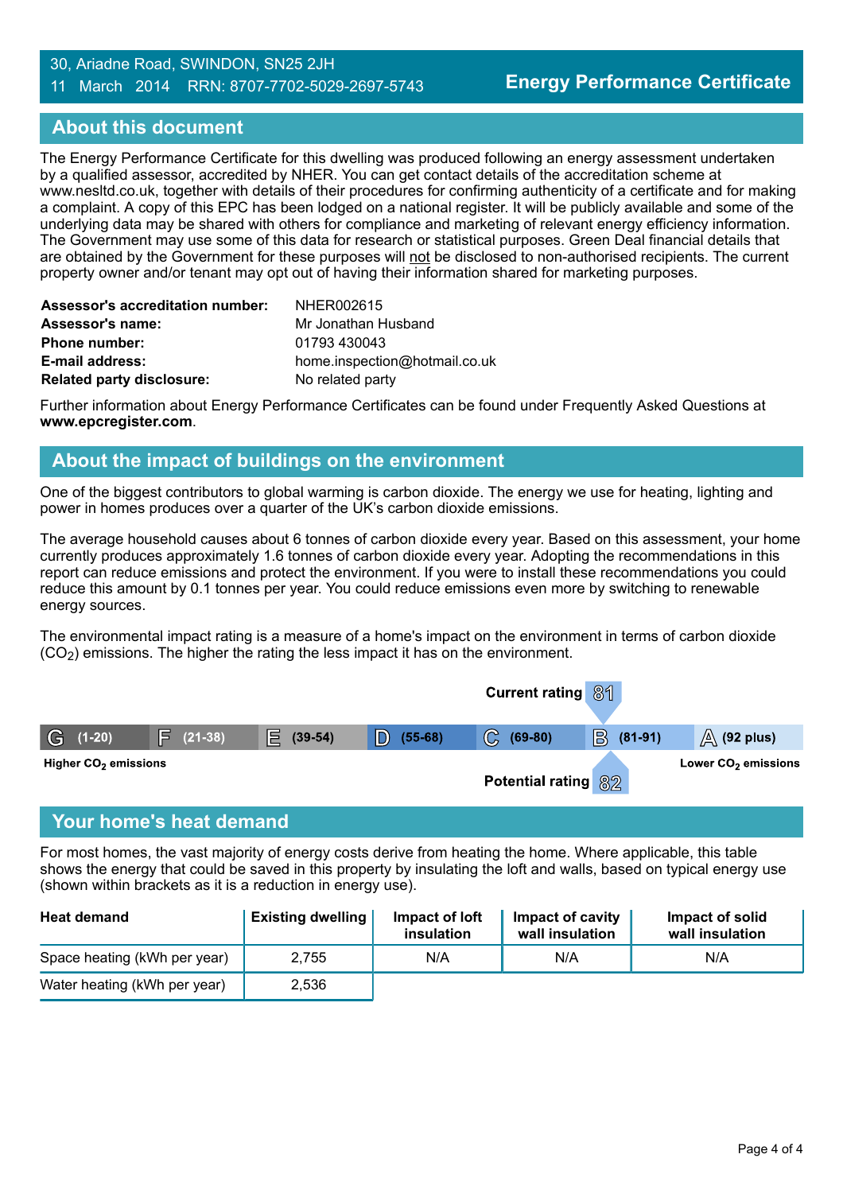30, Ariadne Road, SWINDON, SN25 2JH
11 March 2014 RRN: 8707-7702-5029-2697-5743

# Energy Performance Certificate

## About this document

The Energy Performance Certificate for this dwelling was produced following an energy assessment undertaken by a qualified assessor, accredited by NHER. You can get contact details of the accreditation scheme at www.nesltd.co.uk, together with details of their procedures for confirming authenticity of a certificate and for making a complaint. A copy of this EPC has been lodged on a national register. It will be publicly available and some of the underlying data may be shared with others for compliance and marketing of relevant energy efficiency information. The Government may use some of this data for research or statistical purposes. Green Deal financial details that are obtained by the Government for these purposes will not be disclosed to non-authorised recipients. The current property owner and/or tenant may opt out of having their information shared for marketing purposes.

| | |
|---|---|
| **Assessor's accreditation number:** | NHER002615 |
| **Assessor's name:** | Mr Jonathan Husband |
| **Phone number:** | 01793 430043 |
| **E-mail address:** | home.inspection@hotmail.co.uk |
| **Related party disclosure:** | No related party |

Further information about Energy Performance Certificates can be found under Frequently Asked Questions at **www.epcregister.com**.

## About the impact of buildings on the environment

One of the biggest contributors to global warming is carbon dioxide. The energy we use for heating, lighting and power in homes produces over a quarter of the UK's carbon dioxide emissions.

The average household causes about 6 tonnes of carbon dioxide every year. Based on this assessment, your home currently produces approximately 1.6 tonnes of carbon dioxide every year. Adopting the recommendations in this report can reduce emissions and protect the environment. If you were to install these recommendations you could reduce this amount by 0.1 tonnes per year. You could reduce emissions even more by switching to renewable energy sources.

The environmental impact rating is a measure of a home's impact on the environment in terms of carbon dioxide ($CO_2$) emissions. The higher the rating the less impact it has on the environment.

Current rating 81

G (1-20) F (21-38) E (39-54) D (55-68) C (69-80) B (81-91) A (92 plus)

Higher $CO_2$ emissions

Lower $CO_2$ emissions

Potential rating 82

## Your home's heat demand

For most homes, the vast majority of energy costs derive from heating the home. Where applicable, this table shows the energy that could be saved in this property by insulating the loft and walls, based on typical energy use (shown within brackets as it is a reduction in energy use).

| Heat demand | Existing dwelling | Impact of loft insulation | Impact of cavity wall insulation | Impact of solid wall insulation |
|---|---|---|---|---|
| Space heating (kWh per year) | 2,755 | N/A | N/A | N/A |
| Water heating (kWh per year) | 2,536 | | | |